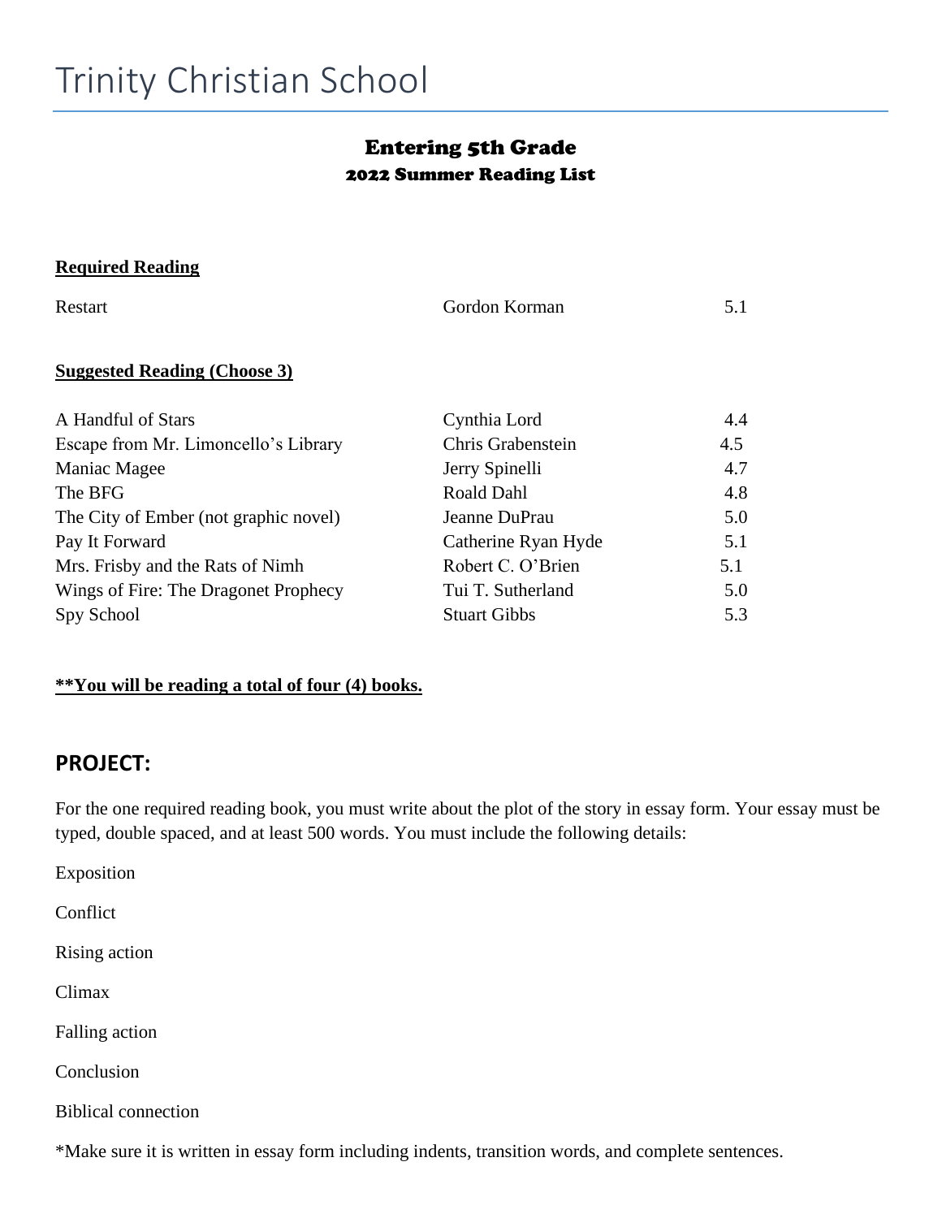# Trinity Christian School

## Entering 5th Grade

### 2022 Summer Reading List

**Required Reading**

| Title | Author | Level |
|---|---|---|
| Restart | Gordon Korman | 5.1 |

**Suggested Reading (Choose 3)**

| Title | Author | Level |
|---|---|---|
| A Handful of Stars | Cynthia Lord | 4.4 |
| Escape from Mr. Limoncello's Library | Chris Grabenstein | 4.5 |
| Maniac Magee | Jerry Spinelli | 4.7 |
| The BFG | Roald Dahl | 4.8 |
| The City of Ember (not graphic novel) | Jeanne DuPrau | 5.0 |
| Pay It Forward | Catherine Ryan Hyde | 5.1 |
| Mrs. Frisby and the Rats of Nimh | Robert C. O'Brien | 5.1 |
| Wings of Fire: The Dragonet Prophecy | Tui T. Sutherland | 5.0 |
| Spy School | Stuart Gibbs | 5.3 |

**\*\*You will be reading a total of four (4) books.**

## PROJECT:

For the one required reading book, you must write about the plot of the story in essay form. Your essay must be typed, double spaced, and at least 500 words. You must include the following details:

Exposition

Conflict

Rising action

Climax

Falling action

Conclusion

Biblical connection

*Make sure it is written in essay form including indents, transition words, and complete sentences.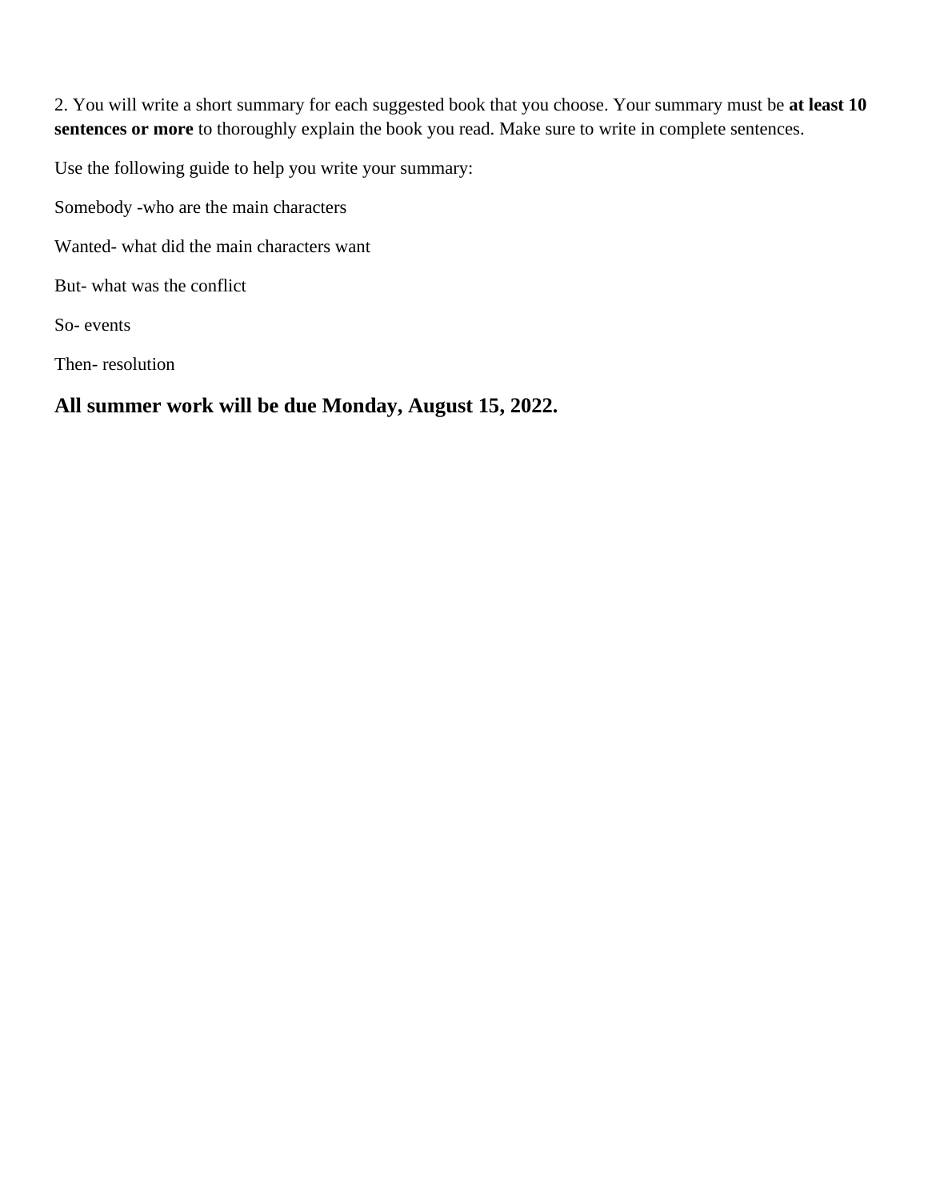2. You will write a short summary for each suggested book that you choose. Your summary must be **at least 10 sentences or more** to thoroughly explain the book you read. Make sure to write in complete sentences.

Use the following guide to help you write your summary:

Somebody -who are the main characters

Wanted- what did the main characters want

But- what was the conflict

So- events

Then- resolution

**All summer work will be due Monday, August 15, 2022.**